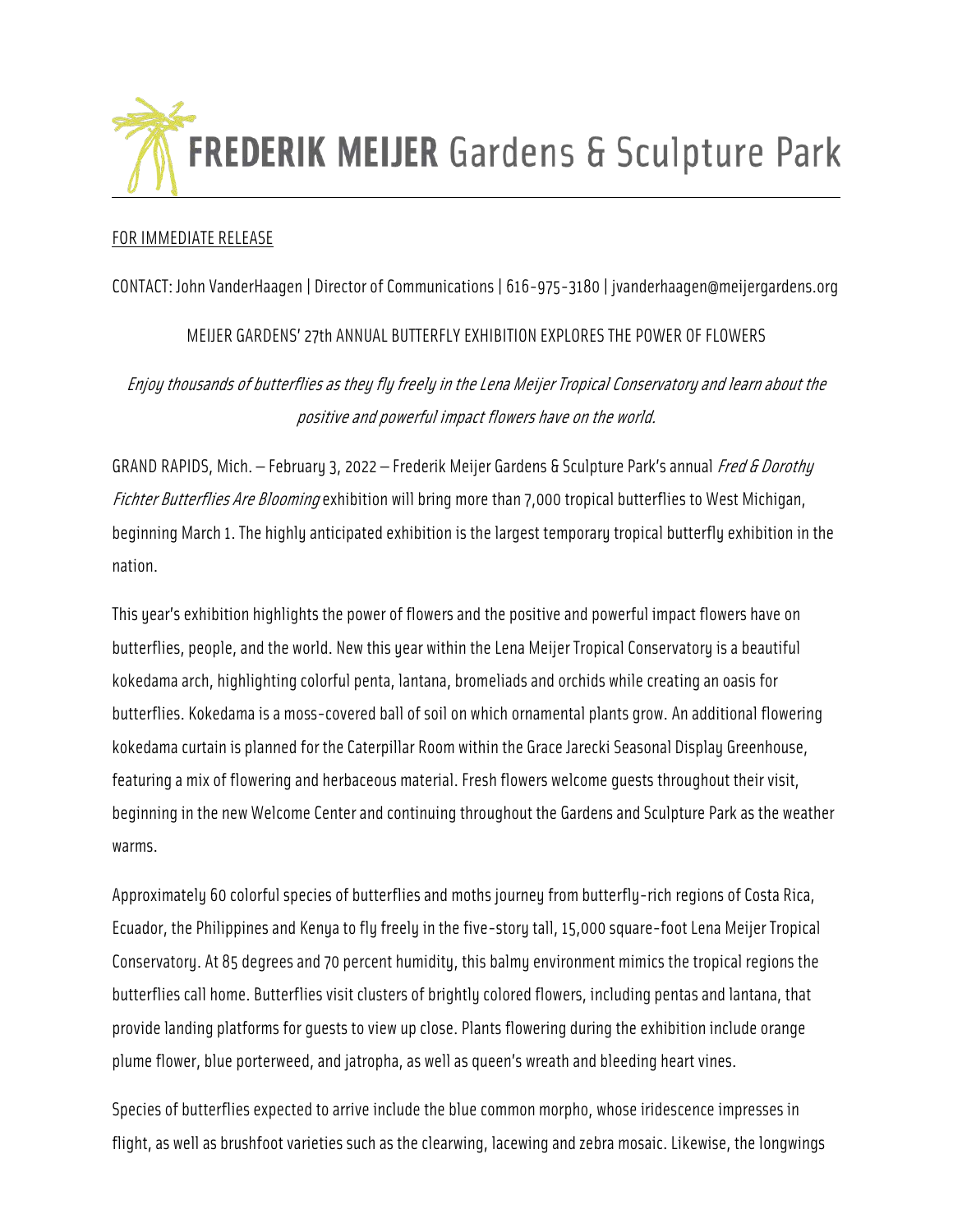FREDERIK MEIJER Gardens & Sculpture Park

FOR IMMEDIATE RELEASE

CONTACT: John VanderHaagen | Director of Communications | 616-975-3180 | jvanderhaagen@meijergardens.org

# MEIJER GARDENS' 27th ANNUAL BUTTERFLY EXHIBITION EXPLORES THE POWER OF FLOWERS

*Enjoy thousands of butterflies as they fly freely in the Lena Meijer Tropical Conservatory and learn about the positive and powerful impact flowers have on the world.*

GRAND RAPIDS, Mich. – February 3, 2022 – Frederik Meijer Gardens & Sculpture Park's annual *Fred & Dorothy Fichter Butterflies Are Blooming* exhibition will bring more than 7,000 tropical butterflies to West Michigan, beginning March 1. The highly anticipated exhibition is the largest temporary tropical butterfly exhibition in the nation.

This year's exhibition highlights the power of flowers and the positive and powerful impact flowers have on butterflies, people, and the world. New this year within the Lena Meijer Tropical Conservatory is a beautiful kokedama arch, highlighting colorful penta, lantana, bromeliads and orchids while creating an oasis for butterflies. Kokedama is a moss-covered ball of soil on which ornamental plants grow. An additional flowering kokedama curtain is planned for the Caterpillar Room within the Grace Jarecki Seasonal Display Greenhouse, featuring a mix of flowering and herbaceous material. Fresh flowers welcome guests throughout their visit, beginning in the new Welcome Center and continuing throughout the Gardens and Sculpture Park as the weather warms.

Approximately 60 colorful species of butterflies and moths journey from butterfly-rich regions of Costa Rica, Ecuador, the Philippines and Kenya to fly freely in the five-story tall, 15,000 square-foot Lena Meijer Tropical Conservatory. At 85 degrees and 70 percent humidity, this balmy environment mimics the tropical regions the butterflies call home. Butterflies visit clusters of brightly colored flowers, including pentas and lantana, that provide landing platforms for guests to view up close. Plants flowering during the exhibition include orange plume flower, blue porterweed, and jatropha, as well as queen's wreath and bleeding heart vines.

Species of butterflies expected to arrive include the blue common morpho, whose iridescence impresses in flight, as well as brushfoot varieties such as the clearwing, lacewing and zebra mosaic. Likewise, the longwings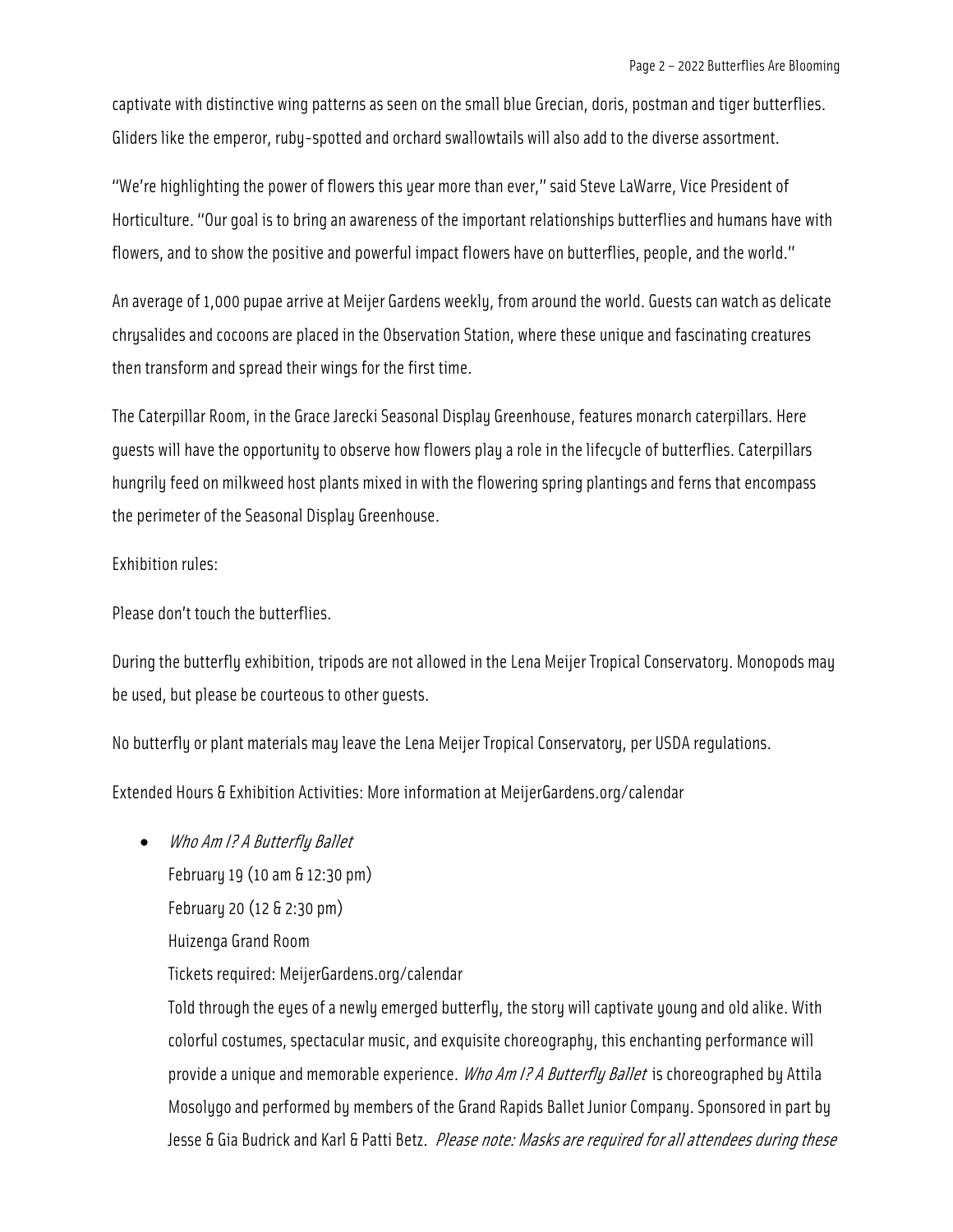captivate with distinctive wing patterns as seen on the small blue Grecian, doris, postman and tiger butterflies. Gliders like the emperor, ruby-spotted and orchard swallowtails will also add to the diverse assortment.

"We're highlighting the power of flowers this year more than ever," said Steve LaWarre, Vice President of Horticulture. "Our goal is to bring an awareness of the important relationships butterflies and humans have with flowers, and to show the positive and powerful impact flowers have on butterflies, people, and the world."

An average of 1,000 pupae arrive at Meijer Gardens weekly, from around the world. Guests can watch as delicate chrysalides and cocoons are placed in the Observation Station, where these unique and fascinating creatures then transform and spread their wings for the first time.

The Caterpillar Room, in the Grace Jarecki Seasonal Display Greenhouse, features monarch caterpillars. Here guests will have the opportunity to observe how flowers play a role in the lifecycle of butterflies. Caterpillars hungrily feed on milkweed host plants mixed in with the flowering spring plantings and ferns that encompass the perimeter of the Seasonal Display Greenhouse.

Exhibition rules:

Please don't touch the butterflies.

During the butterfly exhibition, tripods are not allowed in the Lena Meijer Tropical Conservatory. Monopods may be used, but please be courteous to other guests.

No butterfly or plant materials may leave the Lena Meijer Tropical Conservatory, per USDA regulations.

Extended Hours & Exhibition Activities: More information at MeijerGardens.org/calendar

- *Who Am I? A Butterfly Ballet*
  February 19 (10 am & 12:30 pm)
  February 20 (12 & 2:30 pm)
  Huizenga Grand Room
  Tickets required: MeijerGardens.org/calendar
  Told through the eyes of a newly emerged butterfly, the story will captivate young and old alike. With colorful costumes, spectacular music, and exquisite choreography, this enchanting performance will provide a unique and memorable experience. *Who Am I? A Butterfly Ballet* is choreographed by Attila Mosolygo and performed by members of the Grand Rapids Ballet Junior Company. Sponsored in part by Jesse & Gia Budrick and Karl & Patti Betz. *Please note: Masks are required for all attendees during these*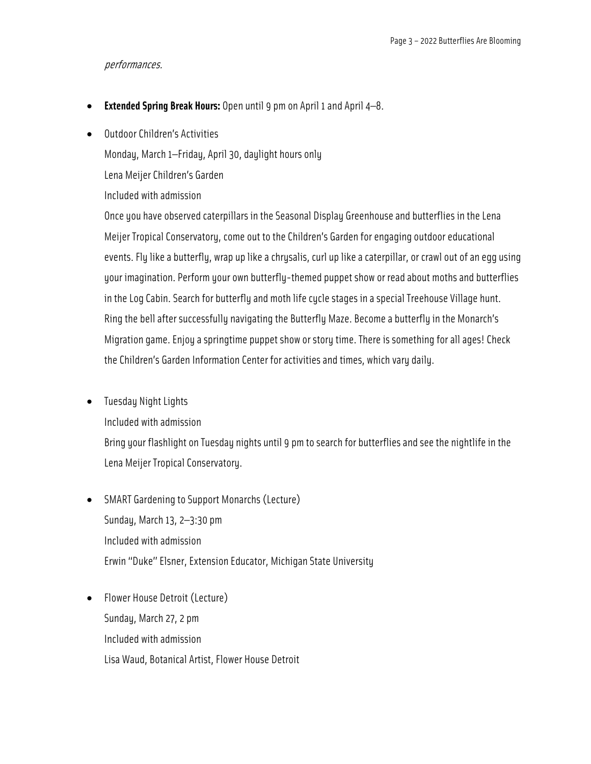*performances.*

- **Extended Spring Break Hours:** Open until 9 pm on April 1 and April 4–8.

- Outdoor Children's Activities

  Monday, March 1–Friday, April 30, daylight hours only

  Lena Meijer Children's Garden

  Included with admission

  Once you have observed caterpillars in the Seasonal Display Greenhouse and butterflies in the Lena Meijer Tropical Conservatory, come out to the Children's Garden for engaging outdoor educational events. Fly like a butterfly, wrap up like a chrysalis, curl up like a caterpillar, or crawl out of an egg using your imagination. Perform your own butterfly-themed puppet show or read about moths and butterflies in the Log Cabin. Search for butterfly and moth life cycle stages in a special Treehouse Village hunt. Ring the bell after successfully navigating the Butterfly Maze. Become a butterfly in the Monarch's Migration game. Enjoy a springtime puppet show or story time. There is something for all ages! Check the Children's Garden Information Center for activities and times, which vary daily.

- Tuesday Night Lights

  Included with admission

  Bring your flashlight on Tuesday nights until 9 pm to search for butterflies and see the nightlife in the Lena Meijer Tropical Conservatory.

- SMART Gardening to Support Monarchs (Lecture)

  Sunday, March 13, 2–3:30 pm

  Included with admission

  Erwin "Duke" Elsner, Extension Educator, Michigan State University

- Flower House Detroit (Lecture)

  Sunday, March 27, 2 pm

  Included with admission

  Lisa Waud, Botanical Artist, Flower House Detroit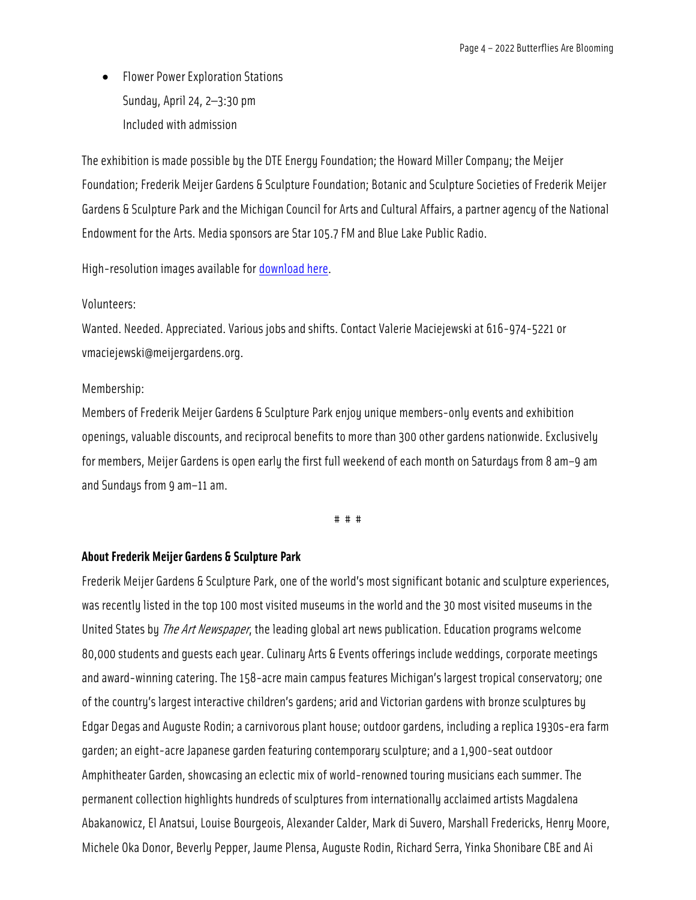- Flower Power Exploration Stations
  Sunday, April 24, 2–3:30 pm
  Included with admission

The exhibition is made possible by the DTE Energy Foundation; the Howard Miller Company; the Meijer Foundation; Frederik Meijer Gardens & Sculpture Foundation; Botanic and Sculpture Societies of Frederik Meijer Gardens & Sculpture Park and the Michigan Council for Arts and Cultural Affairs, a partner agency of the National Endowment for the Arts. Media sponsors are Star 105.7 FM and Blue Lake Public Radio.

High-resolution images available for download here.

Volunteers:

Wanted. Needed. Appreciated. Various jobs and shifts. Contact Valerie Maciejewski at 616-974-5221 or vmaciejewski@meijergardens.org.

Membership:

Members of Frederik Meijer Gardens & Sculpture Park enjoy unique members-only events and exhibition openings, valuable discounts, and reciprocal benefits to more than 300 other gardens nationwide. Exclusively for members, Meijer Gardens is open early the first full weekend of each month on Saturdays from 8 am–9 am and Sundays from 9 am–11 am.

# # #

**About Frederik Meijer Gardens & Sculpture Park**

Frederik Meijer Gardens & Sculpture Park, one of the world's most significant botanic and sculpture experiences, was recently listed in the top 100 most visited museums in the world and the 30 most visited museums in the United States by *The Art Newspaper*, the leading global art news publication. Education programs welcome 80,000 students and guests each year. Culinary Arts & Events offerings include weddings, corporate meetings and award-winning catering. The 158-acre main campus features Michigan's largest tropical conservatory; one of the country's largest interactive children's gardens; arid and Victorian gardens with bronze sculptures by Edgar Degas and Auguste Rodin; a carnivorous plant house; outdoor gardens, including a replica 1930s-era farm garden; an eight-acre Japanese garden featuring contemporary sculpture; and a 1,900-seat outdoor Amphitheater Garden, showcasing an eclectic mix of world-renowned touring musicians each summer. The permanent collection highlights hundreds of sculptures from internationally acclaimed artists Magdalena Abakanowicz, El Anatsui, Louise Bourgeois, Alexander Calder, Mark di Suvero, Marshall Fredericks, Henry Moore, Michele Oka Donor, Beverly Pepper, Jaume Plensa, Auguste Rodin, Richard Serra, Yinka Shonibare CBE and Ai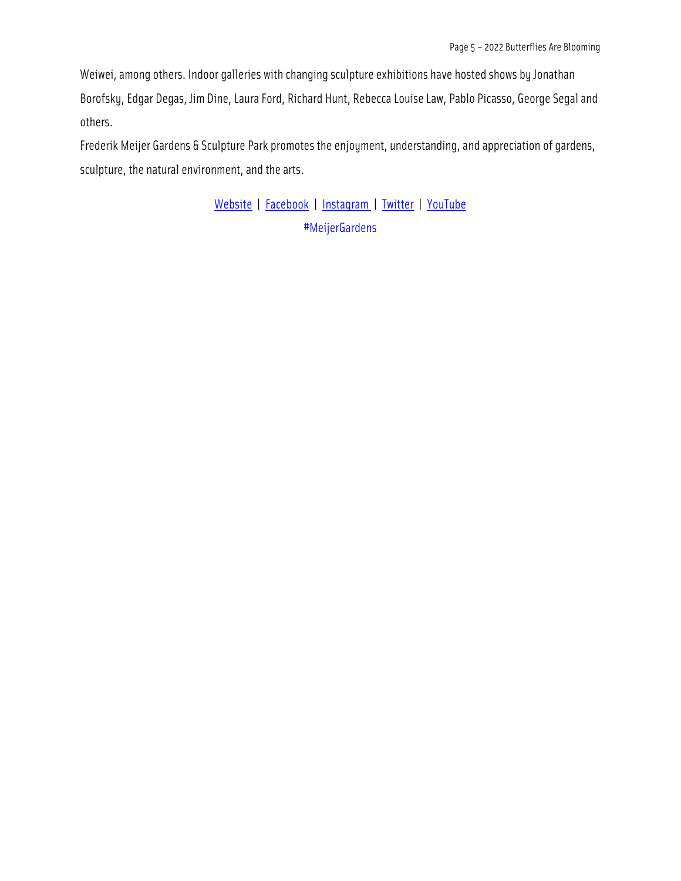Weiwei, among others. Indoor galleries with changing sculpture exhibitions have hosted shows by Jonathan Borofsky, Edgar Degas, Jim Dine, Laura Ford, Richard Hunt, Rebecca Louise Law, Pablo Picasso, George Segal and others.

Frederik Meijer Gardens & Sculpture Park promotes the enjoyment, understanding, and appreciation of gardens, sculpture, the natural environment, and the arts.

Website | Facebook | Instagram | Twitter | YouTube

#MeijerGardens